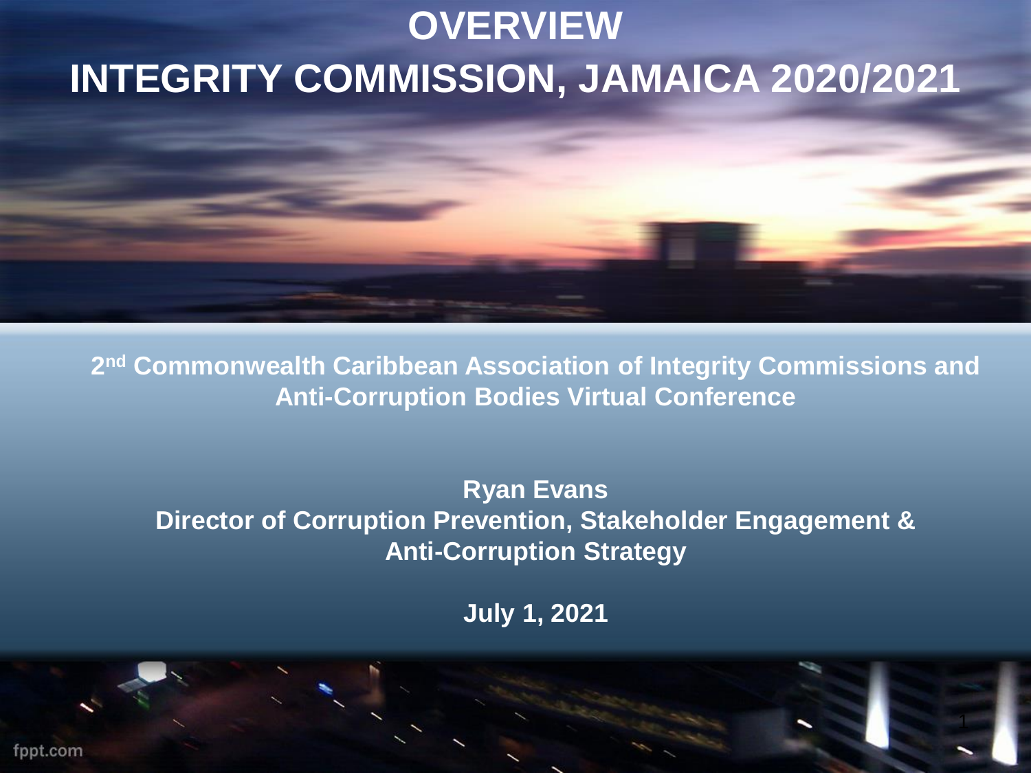# OVERVIEW

# INTEGRITY COMMISSION, JAMAICA 2020/2021

**2nd Commonwealth Caribbean Association of Integrity Commissions and Anti-Corruption Bodies Virtual Conference**

**Ryan Evans**
**Director of Corruption Prevention, Stakeholder Engagement & Anti-Corruption Strategy**

**July 1, 2021**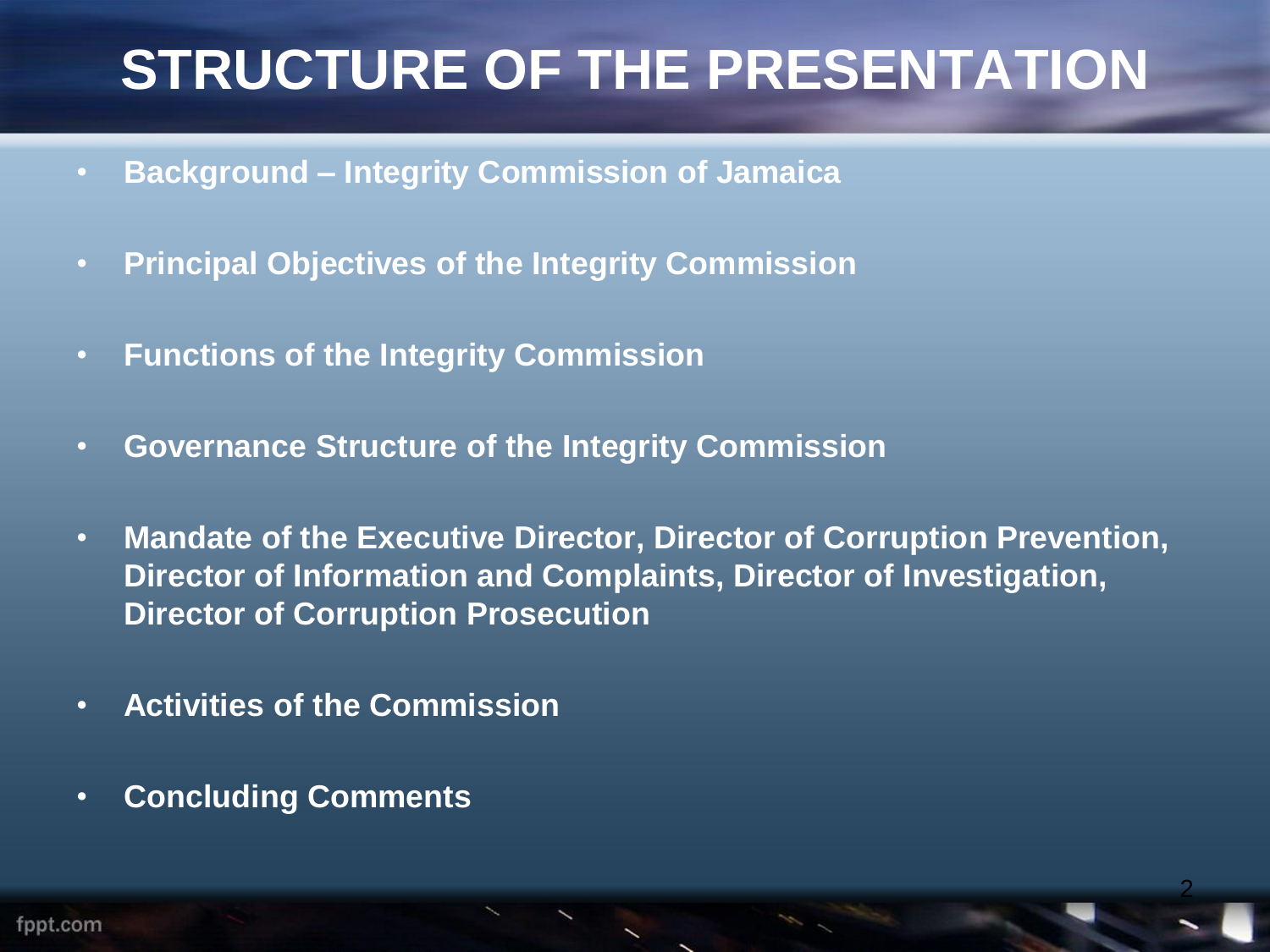# STRUCTURE OF THE PRESENTATION

- **Background – Integrity Commission of Jamaica**
- **Principal Objectives of the Integrity Commission**
- **Functions of the Integrity Commission**
- **Governance Structure of the Integrity Commission**
- **Mandate of the Executive Director, Director of Corruption Prevention, Director of Information and Complaints, Director of Investigation, Director of Corruption Prosecution**
- **Activities of the Commission**
- **Concluding Comments**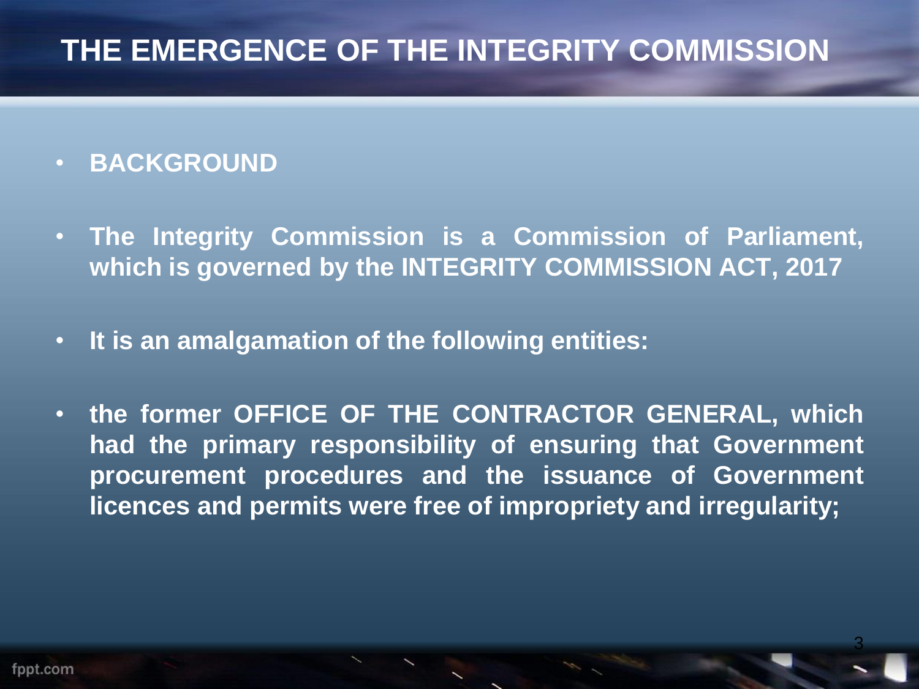# THE EMERGENCE OF THE INTEGRITY COMMISSION

- **BACKGROUND**
- **The Integrity Commission is a Commission of Parliament, which is governed by the INTEGRITY COMMISSION ACT, 2017**
- **It is an amalgamation of the following entities:**
- **the former OFFICE OF THE CONTRACTOR GENERAL, which had the primary responsibility of ensuring that Government procurement procedures and the issuance of Government licences and permits were free of impropriety and irregularity;**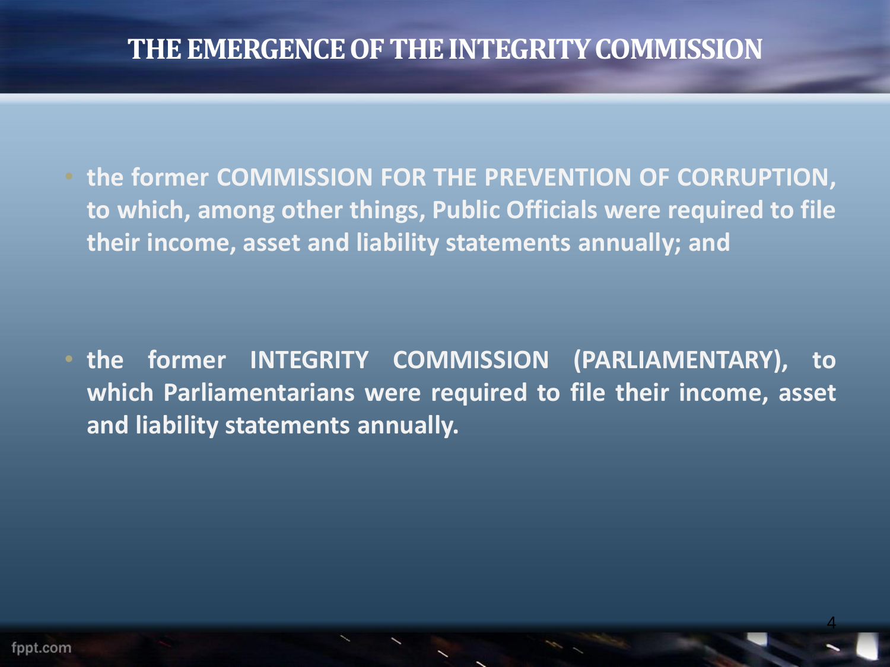# THE EMERGENCE OF THE INTEGRITY COMMISSION

- **the former COMMISSION FOR THE PREVENTION OF CORRUPTION, to which, among other things, Public Officials were required to file their income, asset and liability statements annually; and**

- **the former INTEGRITY COMMISSION (PARLIAMENTARY), to which Parliamentarians were required to file their income, asset and liability statements annually.**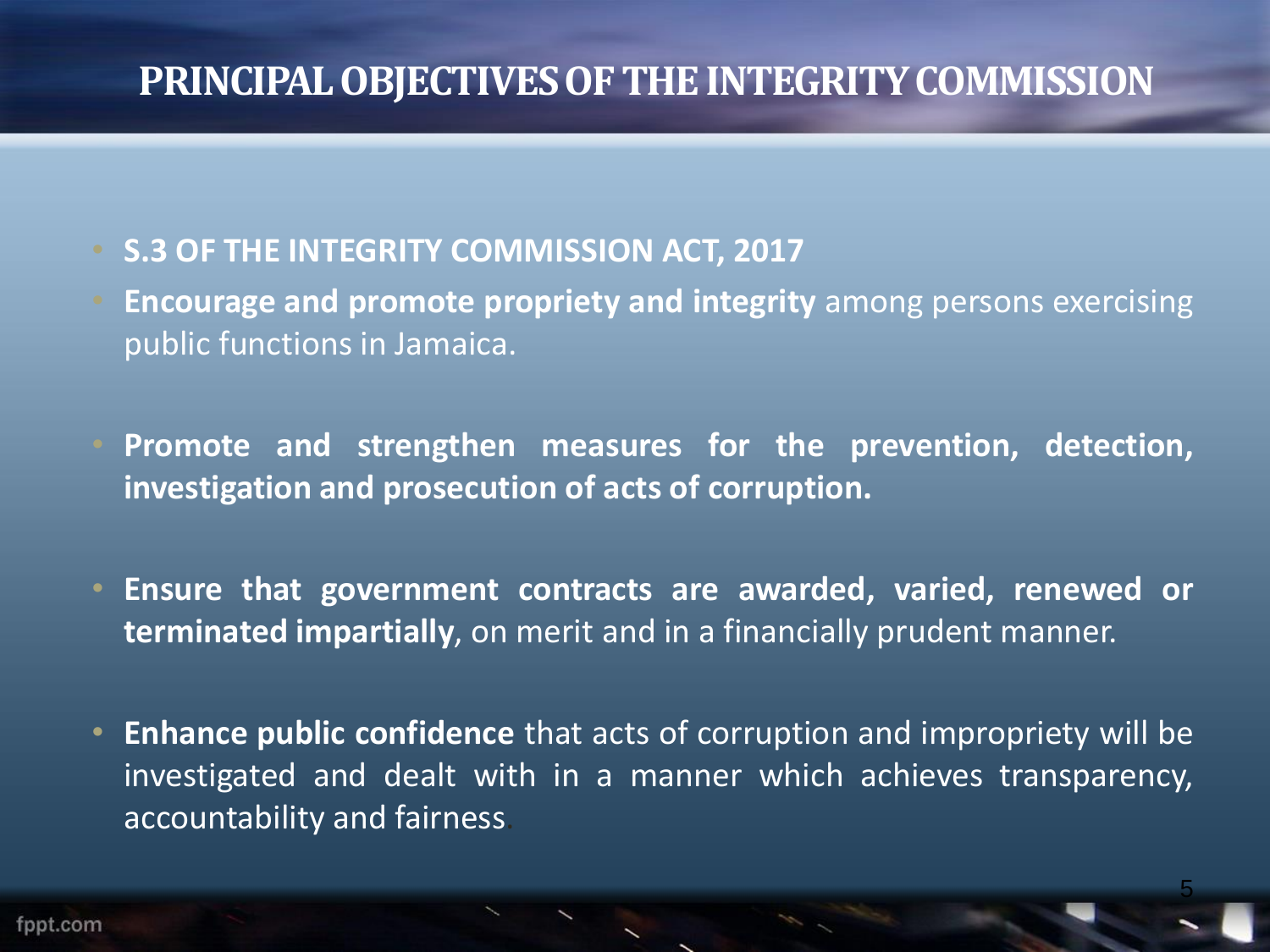# PRINCIPAL OBJECTIVES OF THE INTEGRITY COMMISSION

- **S.3 OF THE INTEGRITY COMMISSION ACT, 2017**
- **Encourage and promote propriety and integrity** among persons exercising public functions in Jamaica.
- **Promote and strengthen measures for the prevention, detection, investigation and prosecution of acts of corruption.**
- **Ensure that government contracts are awarded, varied, renewed or terminated impartially**, on merit and in a financially prudent manner.
- **Enhance public confidence** that acts of corruption and impropriety will be investigated and dealt with in a manner which achieves transparency, accountability and fairness.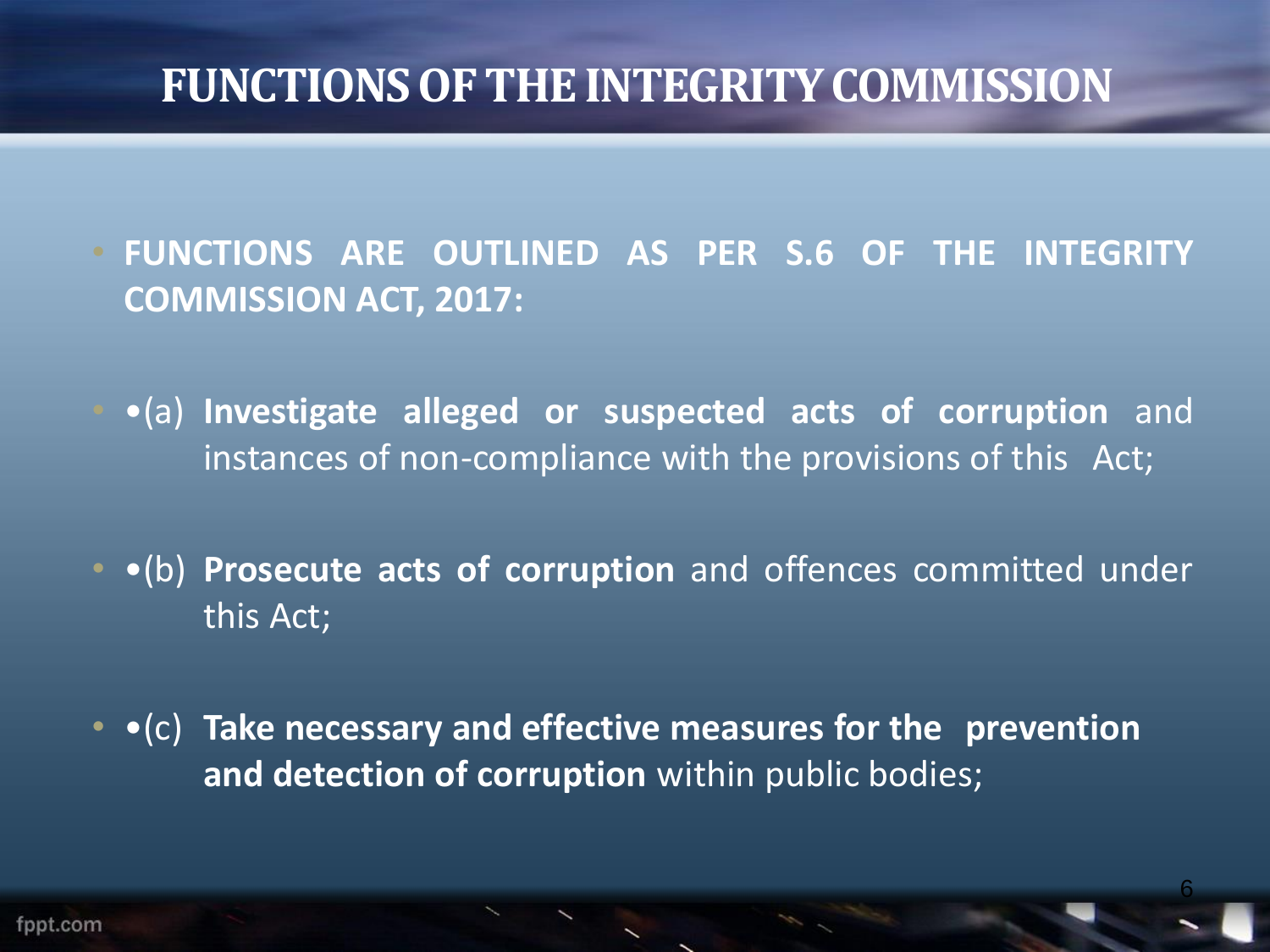# FUNCTIONS OF THE INTEGRITY COMMISSION

- **FUNCTIONS ARE OUTLINED AS PER S.6 OF THE INTEGRITY COMMISSION ACT, 2017:**

- •(a) **Investigate alleged or suspected acts of corruption** and instances of non-compliance with the provisions of this Act;

- •(b) **Prosecute acts of corruption** and offences committed under this Act;

- •(c) **Take necessary and effective measures for the prevention and detection of corruption** within public bodies;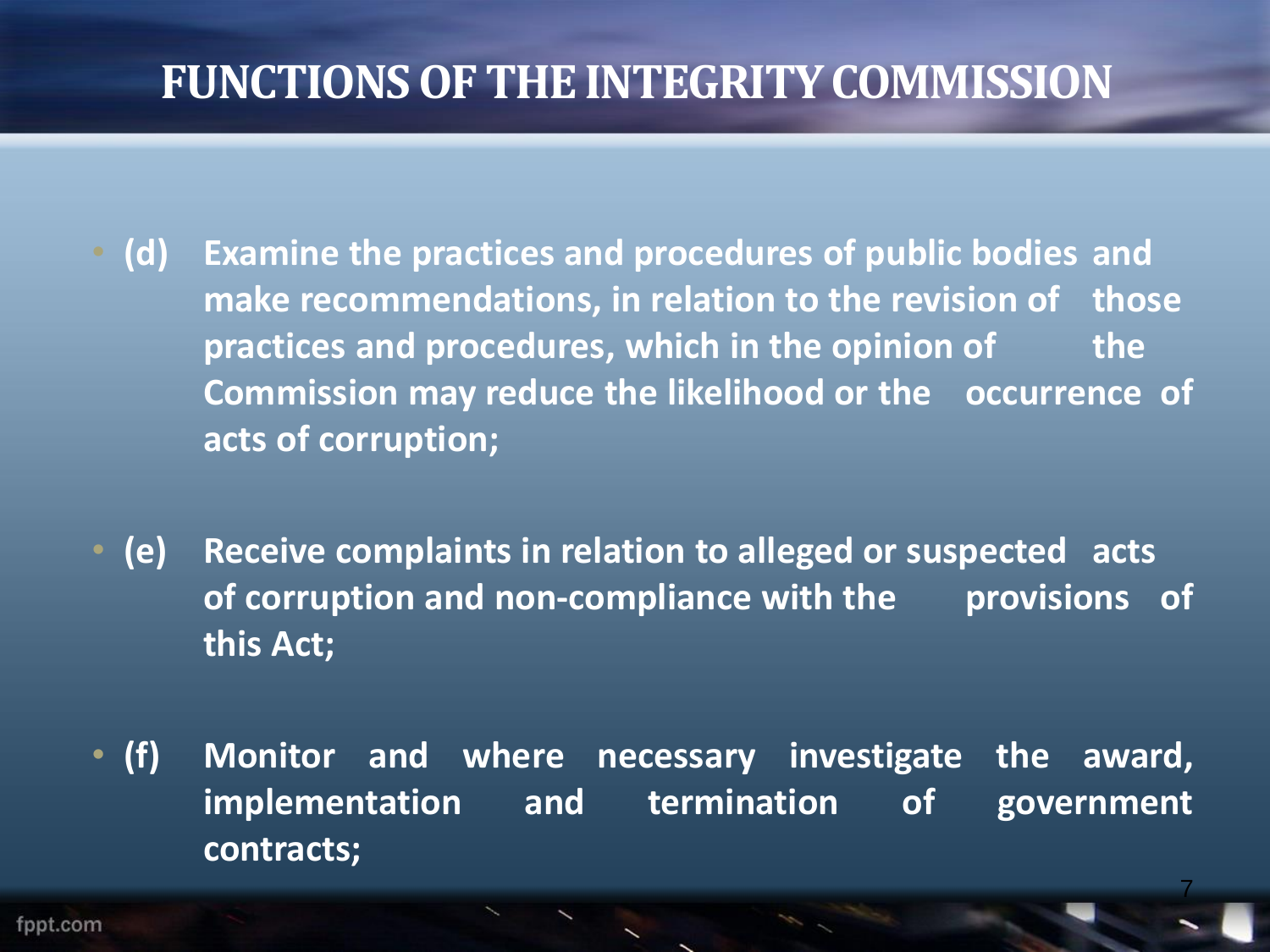# FUNCTIONS OF THE INTEGRITY COMMISSION

- **(d) Examine the practices and procedures of public bodies and make recommendations, in relation to the revision of those practices and procedures, which in the opinion of the Commission may reduce the likelihood or the occurrence of acts of corruption;**

- **(e) Receive complaints in relation to alleged or suspected acts of corruption and non-compliance with the provisions of this Act;**

- **(f) Monitor and where necessary investigate the award, implementation and termination of government contracts;**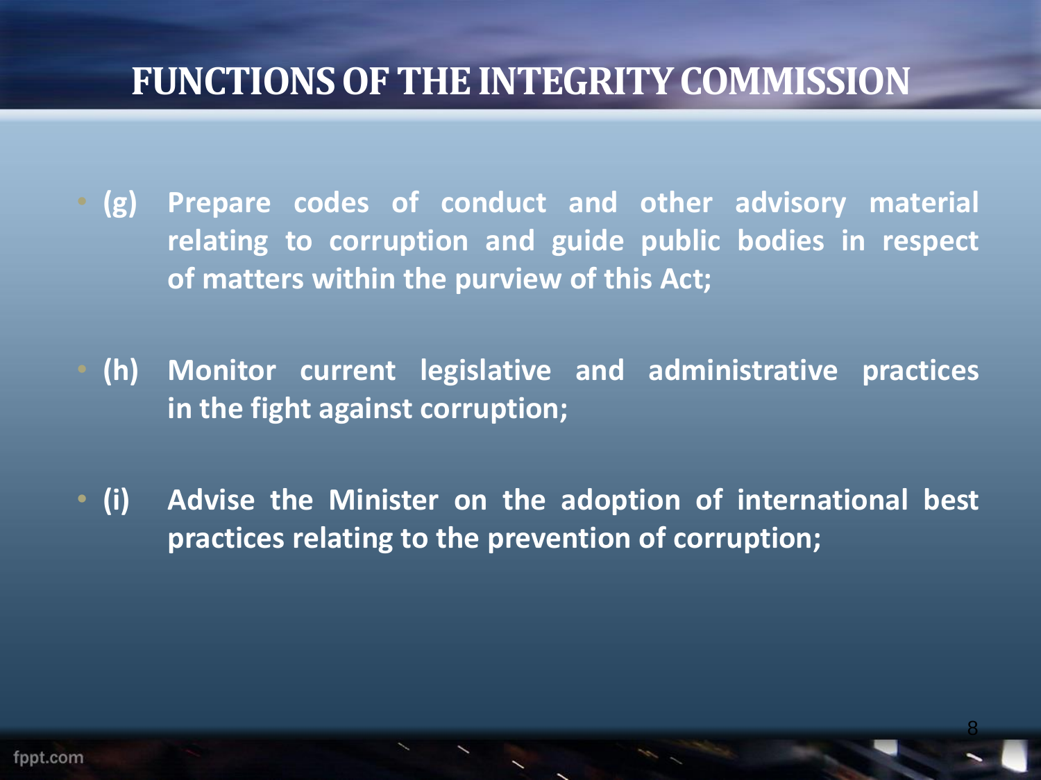# FUNCTIONS OF THE INTEGRITY COMMISSION

- **(g) Prepare codes of conduct and other advisory material relating to corruption and guide public bodies in respect of matters within the purview of this Act;**

- **(h) Monitor current legislative and administrative practices in the fight against corruption;**

- **(i) Advise the Minister on the adoption of international best practices relating to the prevention of corruption;**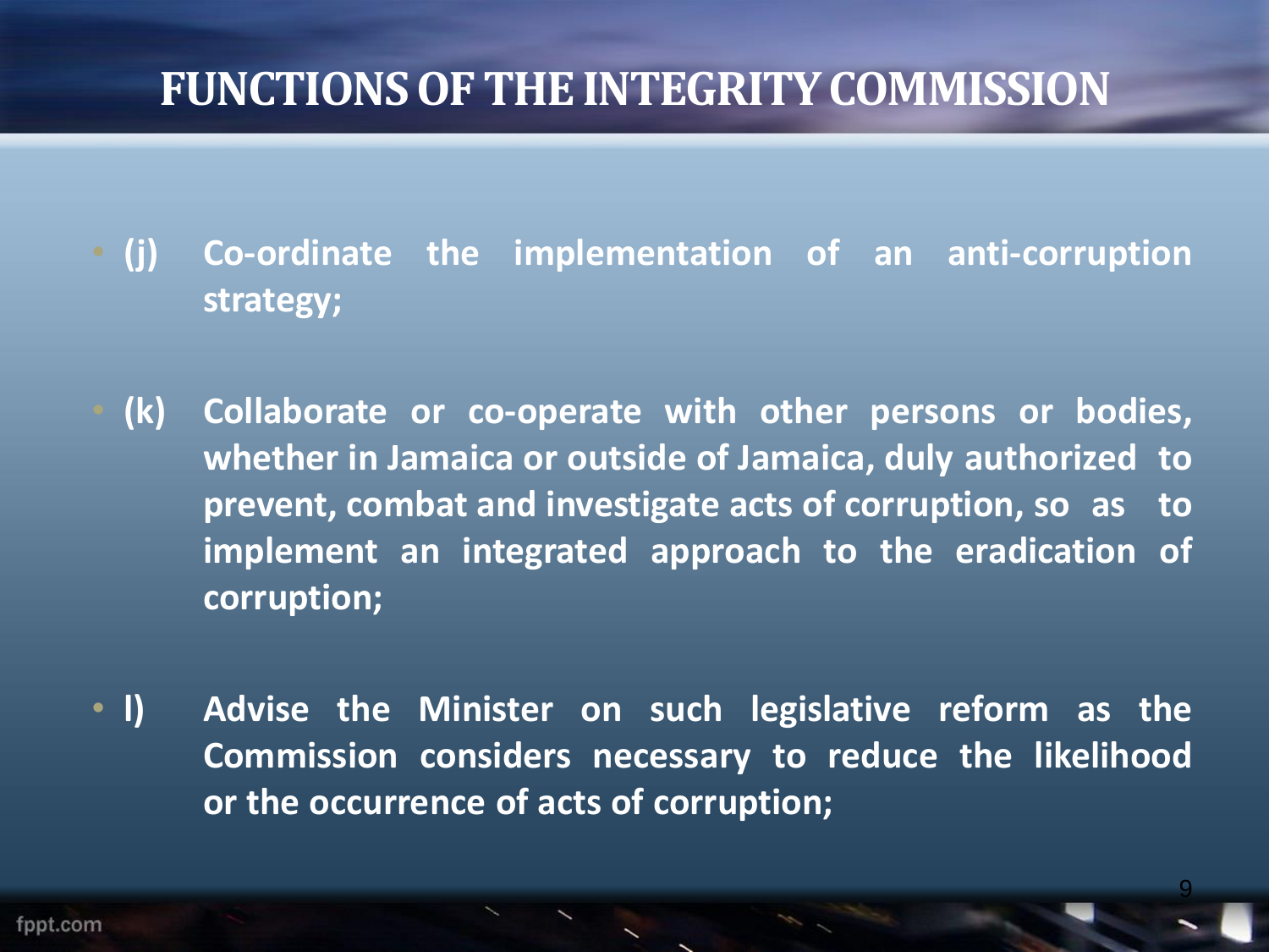# FUNCTIONS OF THE INTEGRITY COMMISSION

- **(j) Co-ordinate the implementation of an anti-corruption strategy;**

- **(k) Collaborate or co-operate with other persons or bodies, whether in Jamaica or outside of Jamaica, duly authorized to prevent, combat and investigate acts of corruption, so as to implement an integrated approach to the eradication of corruption;**

- **l) Advise the Minister on such legislative reform as the Commission considers necessary to reduce the likelihood or the occurrence of acts of corruption;**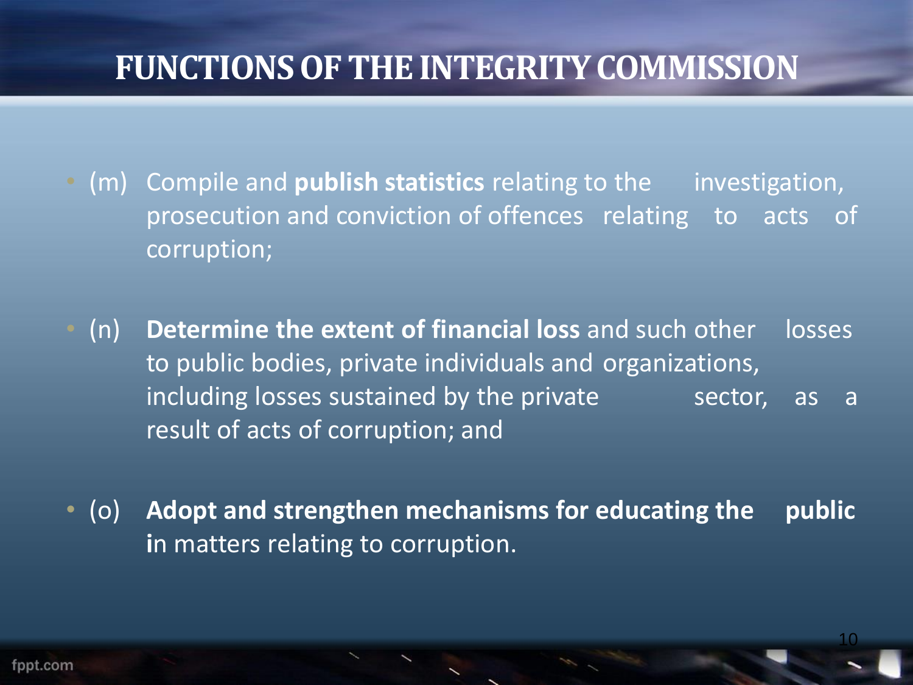# FUNCTIONS OF THE INTEGRITY COMMISSION

- (m) Compile and **publish statistics** relating to the investigation, prosecution and conviction of offences relating to acts of corruption;

- (n) **Determine the extent of financial loss** and such other losses to public bodies, private individuals and organizations, including losses sustained by the private sector, as a result of acts of corruption; and

- (o) **Adopt and strengthen mechanisms for educating the public i**n matters relating to corruption.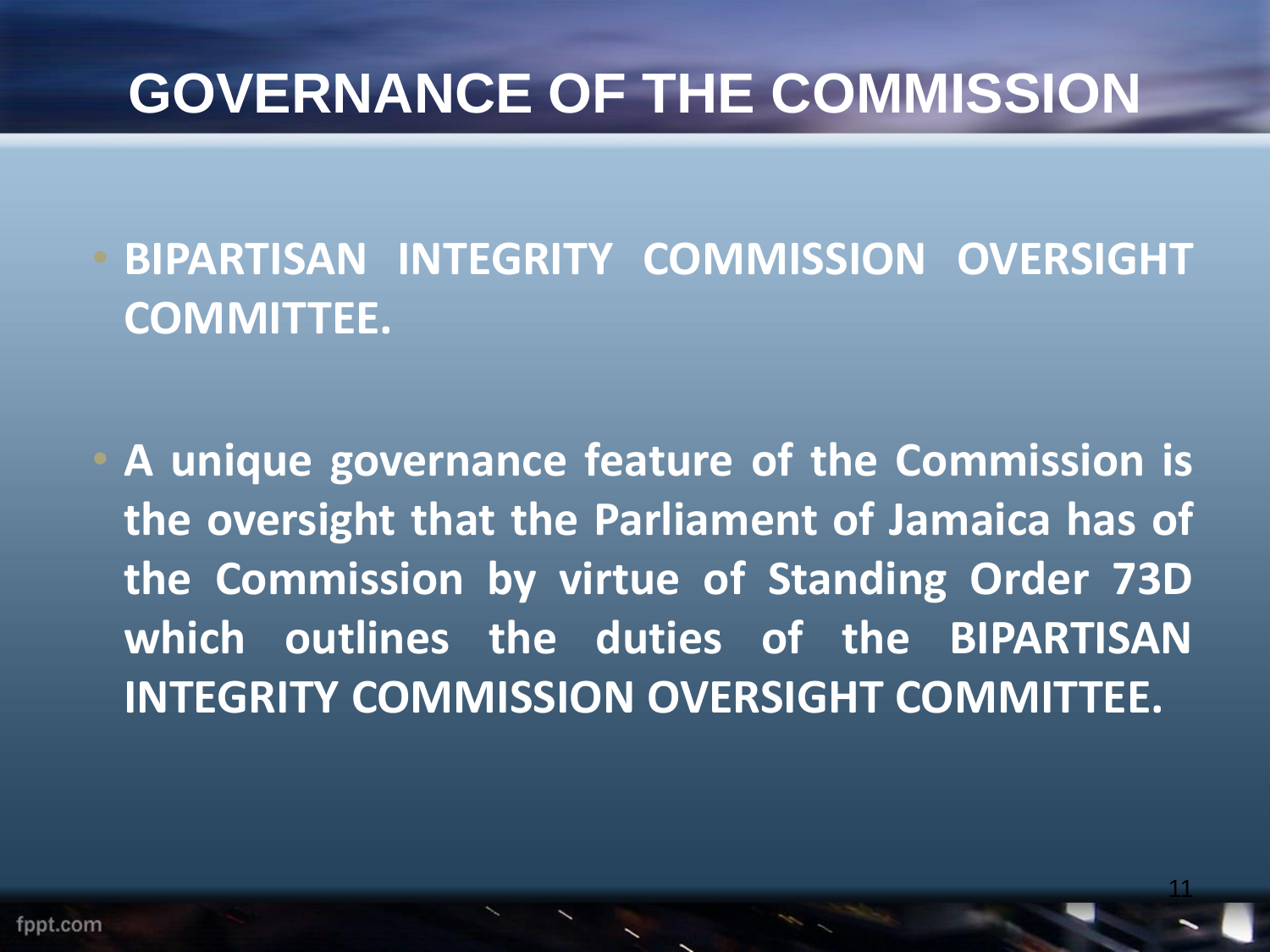# GOVERNANCE OF THE COMMISSION

- **BIPARTISAN INTEGRITY COMMISSION OVERSIGHT COMMITTEE.**

- **A unique governance feature of the Commission is the oversight that the Parliament of Jamaica has of the Commission by virtue of Standing Order 73D which outlines the duties of the BIPARTISAN INTEGRITY COMMISSION OVERSIGHT COMMITTEE.**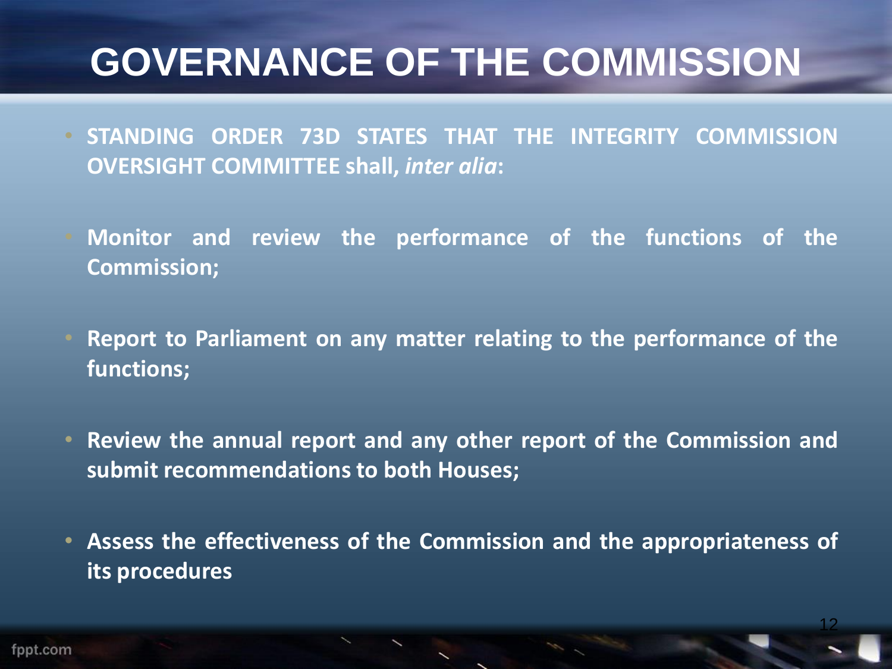# GOVERNANCE OF THE COMMISSION

- **STANDING ORDER 73D STATES THAT THE INTEGRITY COMMISSION OVERSIGHT COMMITTEE shall, *inter alia*:**

- **Monitor and review the performance of the functions of the Commission;**

- **Report to Parliament on any matter relating to the performance of the functions;**

- **Review the annual report and any other report of the Commission and submit recommendations to both Houses;**

- **Assess the effectiveness of the Commission and the appropriateness of its procedures**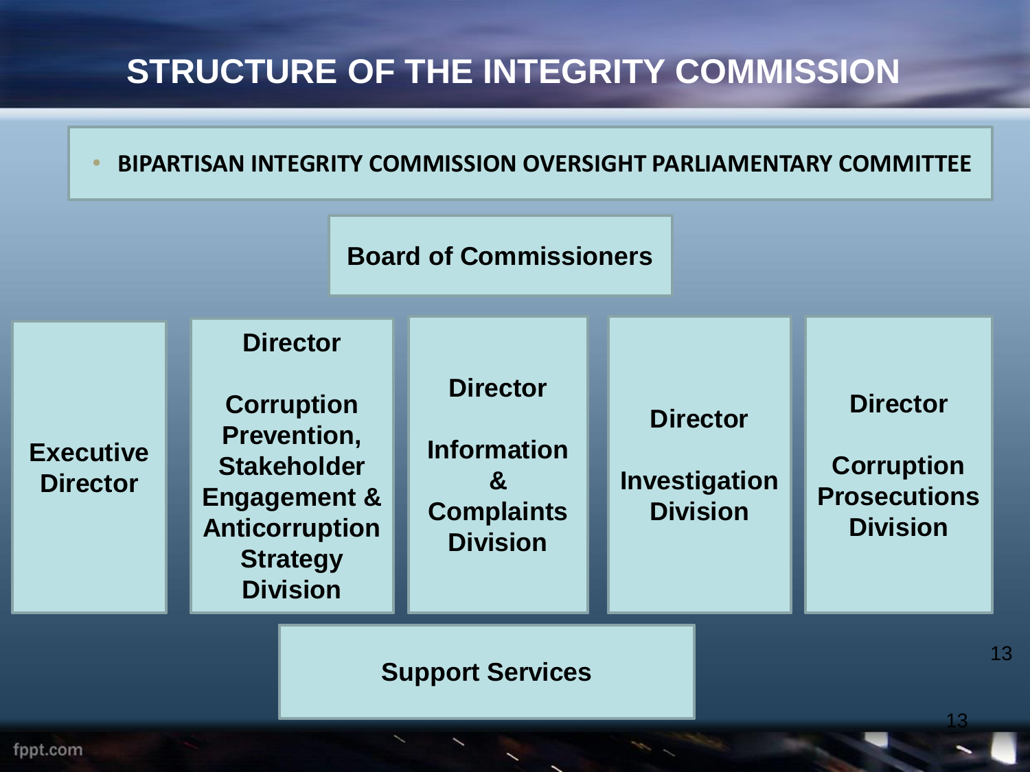# STRUCTURE OF THE INTEGRITY COMMISSION

- **BIPARTISAN INTEGRITY COMMISSION OVERSIGHT PARLIAMENTARY COMMITTEE**

**Board of Commissioners**

**Executive Director**

**Director**

**Corruption Prevention, Stakeholder Engagement & Anticorruption Strategy Division**

**Director**

**Information & Complaints Division**

**Director**

**Investigation Division**

**Director**

**Corruption Prosecutions Division**

**Support Services**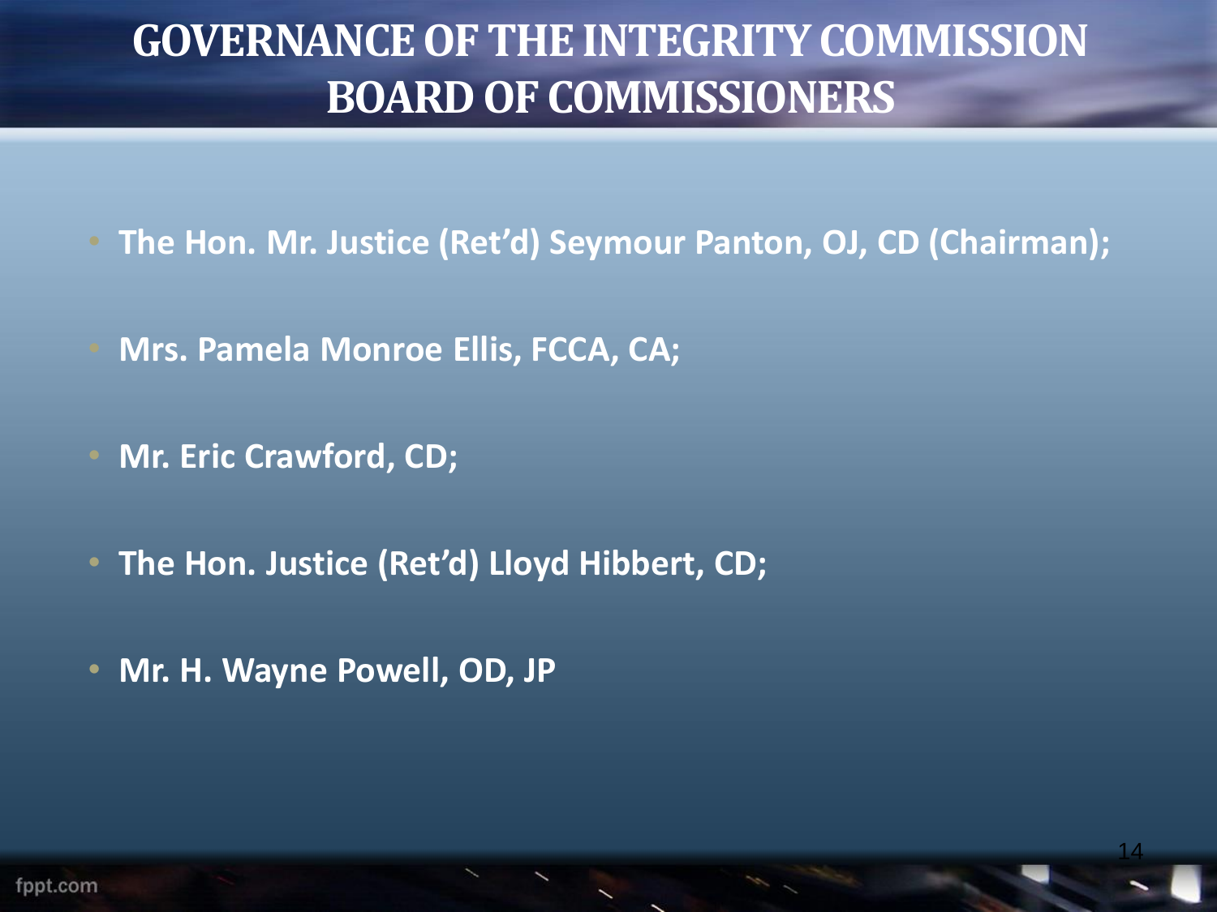# GOVERNANCE OF THE INTEGRITY COMMISSION BOARD OF COMMISSIONERS

- **The Hon. Mr. Justice (Ret'd) Seymour Panton, OJ, CD (Chairman);**
- **Mrs. Pamela Monroe Ellis, FCCA, CA;**
- **Mr. Eric Crawford, CD;**
- **The Hon. Justice (Ret'd) Lloyd Hibbert, CD;**
- **Mr. H. Wayne Powell, OD, JP**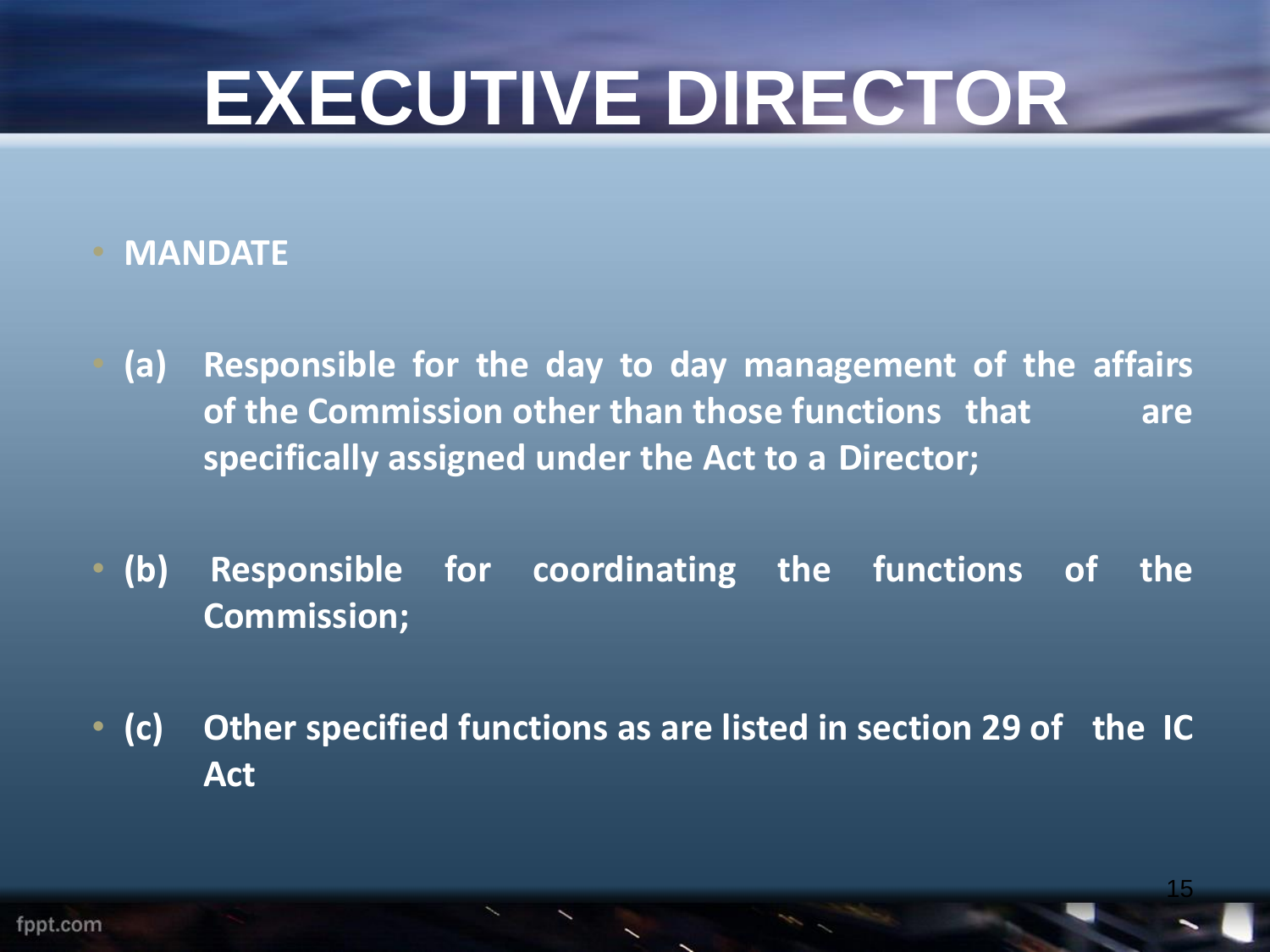# EXECUTIVE DIRECTOR

- **MANDATE**

- **(a) Responsible for the day to day management of the affairs of the Commission other than those functions that are specifically assigned under the Act to a Director;**

- **(b) Responsible for coordinating the functions of the Commission;**

- **(c) Other specified functions as are listed in section 29 of the IC Act**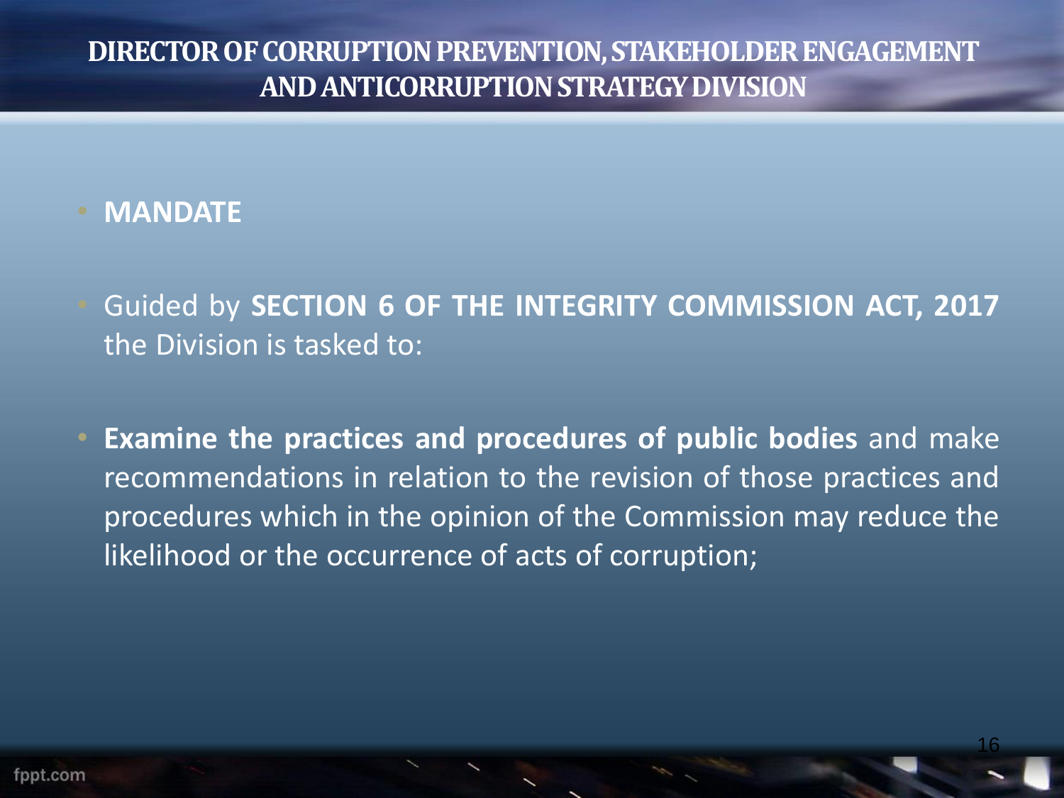# DIRECTOR OF CORRUPTION PREVENTION, STAKEHOLDER ENGAGEMENT AND ANTICORRUPTION STRATEGY DIVISION

- **MANDATE**

- Guided by **SECTION 6 OF THE INTEGRITY COMMISSION ACT, 2017** the Division is tasked to:

- **Examine the practices and procedures of public bodies** and make recommendations in relation to the revision of those practices and procedures which in the opinion of the Commission may reduce the likelihood or the occurrence of acts of corruption;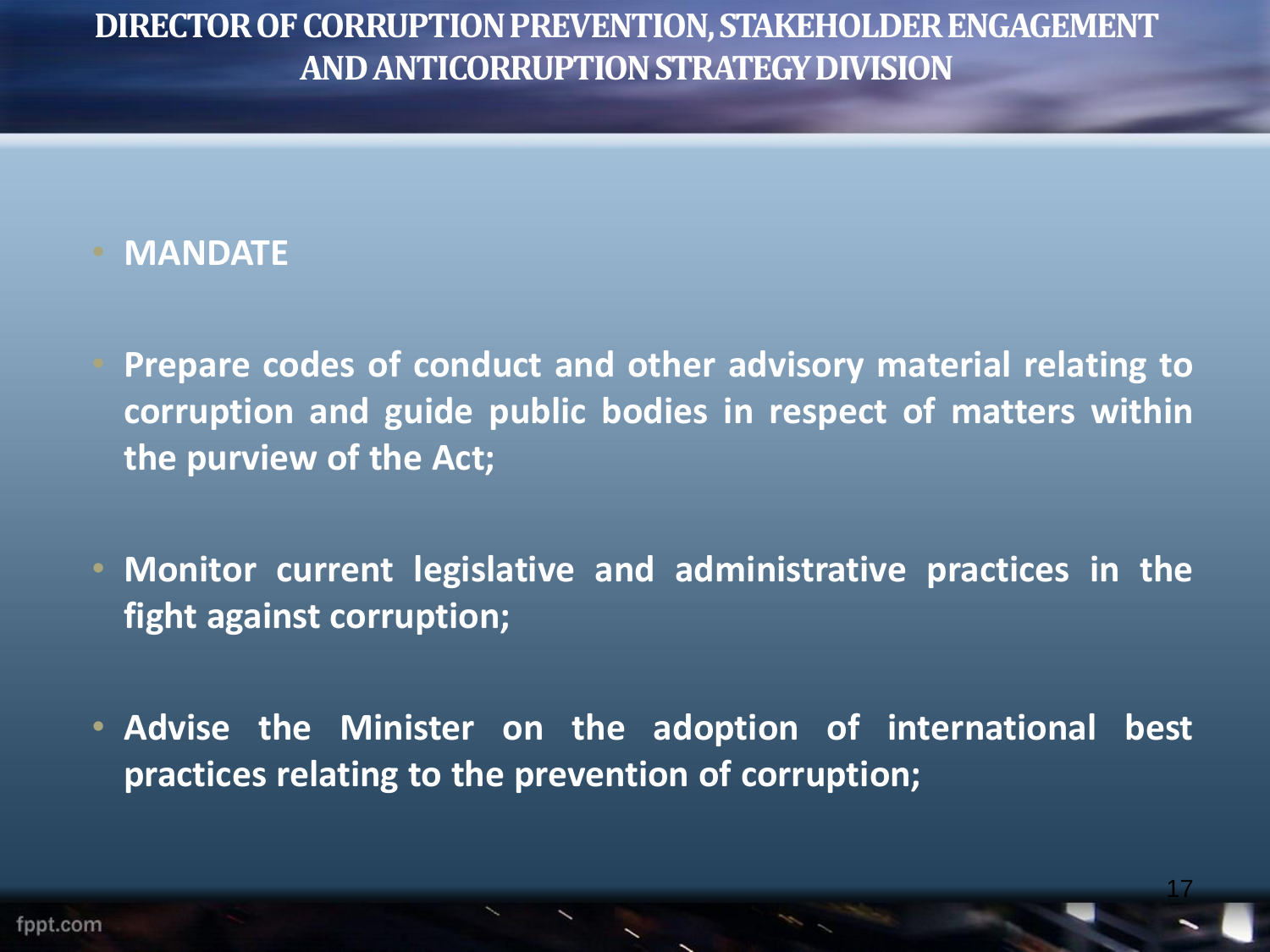# DIRECTOR OF CORRUPTION PREVENTION, STAKEHOLDER ENGAGEMENT AND ANTICORRUPTION STRATEGY DIVISION

- **MANDATE**

- **Prepare codes of conduct and other advisory material relating to corruption and guide public bodies in respect of matters within the purview of the Act;**

- **Monitor current legislative and administrative practices in the fight against corruption;**

- **Advise the Minister on the adoption of international best practices relating to the prevention of corruption;**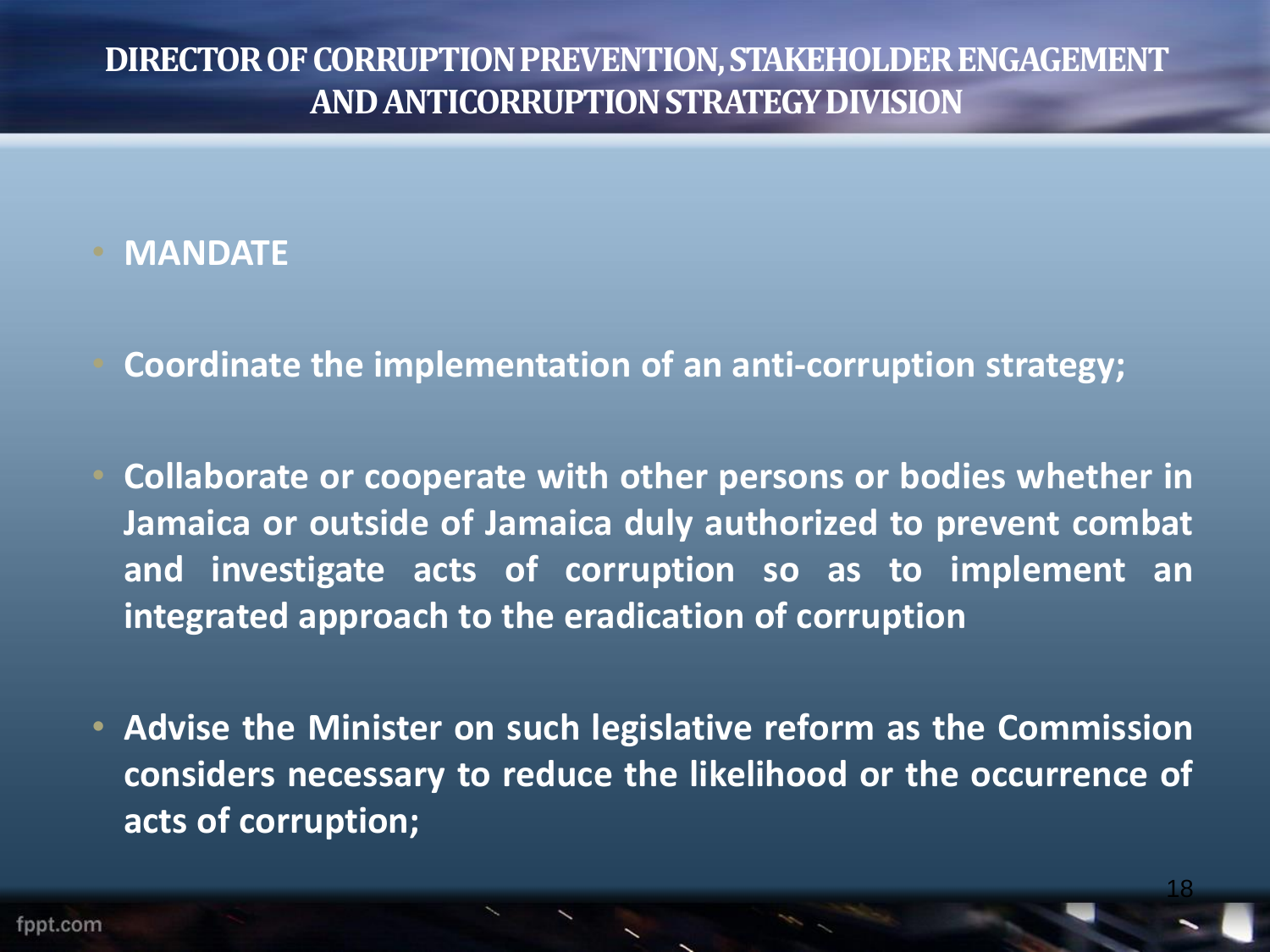# DIRECTOR OF CORRUPTION PREVENTION, STAKEHOLDER ENGAGEMENT AND ANTICORRUPTION STRATEGY DIVISION

- **MANDATE**
- **Coordinate the implementation of an anti-corruption strategy;**
- **Collaborate or cooperate with other persons or bodies whether in Jamaica or outside of Jamaica duly authorized to prevent combat and investigate acts of corruption so as to implement an integrated approach to the eradication of corruption**
- **Advise the Minister on such legislative reform as the Commission considers necessary to reduce the likelihood or the occurrence of acts of corruption;**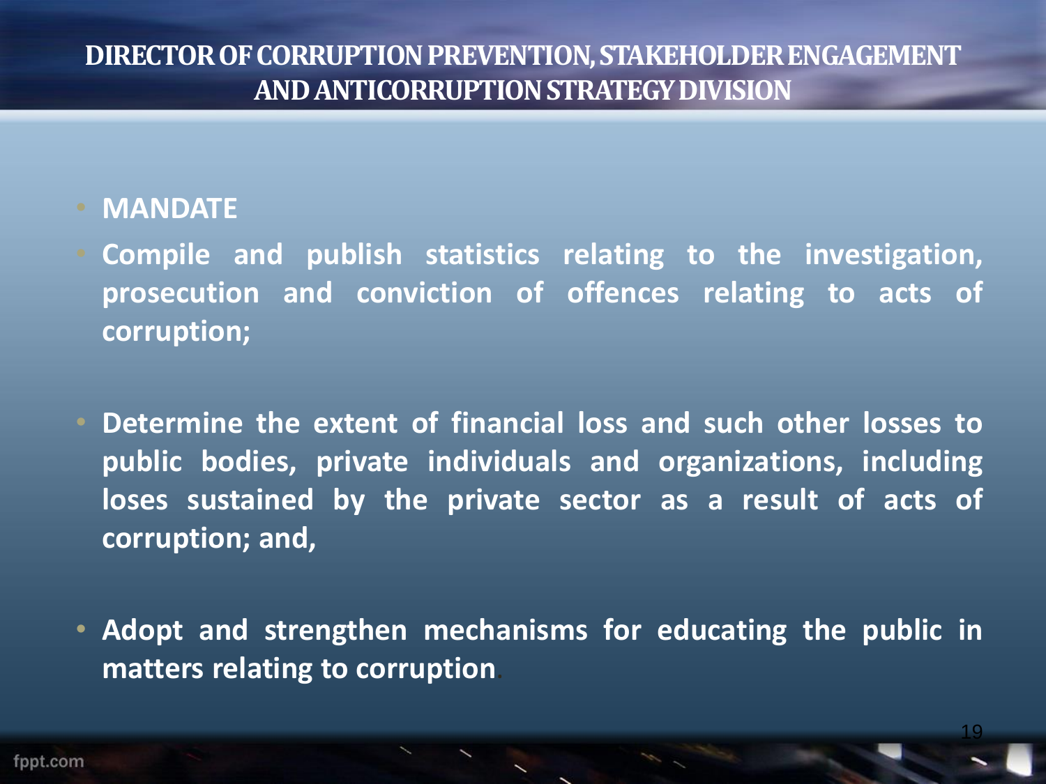# DIRECTOR OF CORRUPTION PREVENTION, STAKEHOLDER ENGAGEMENT AND ANTICORRUPTION STRATEGY DIVISION

- **MANDATE**
- **Compile and publish statistics relating to the investigation, prosecution and conviction of offences relating to acts of corruption;**

- **Determine the extent of financial loss and such other losses to public bodies, private individuals and organizations, including loses sustained by the private sector as a result of acts of corruption; and,**

- **Adopt and strengthen mechanisms for educating the public in matters relating to corruption.**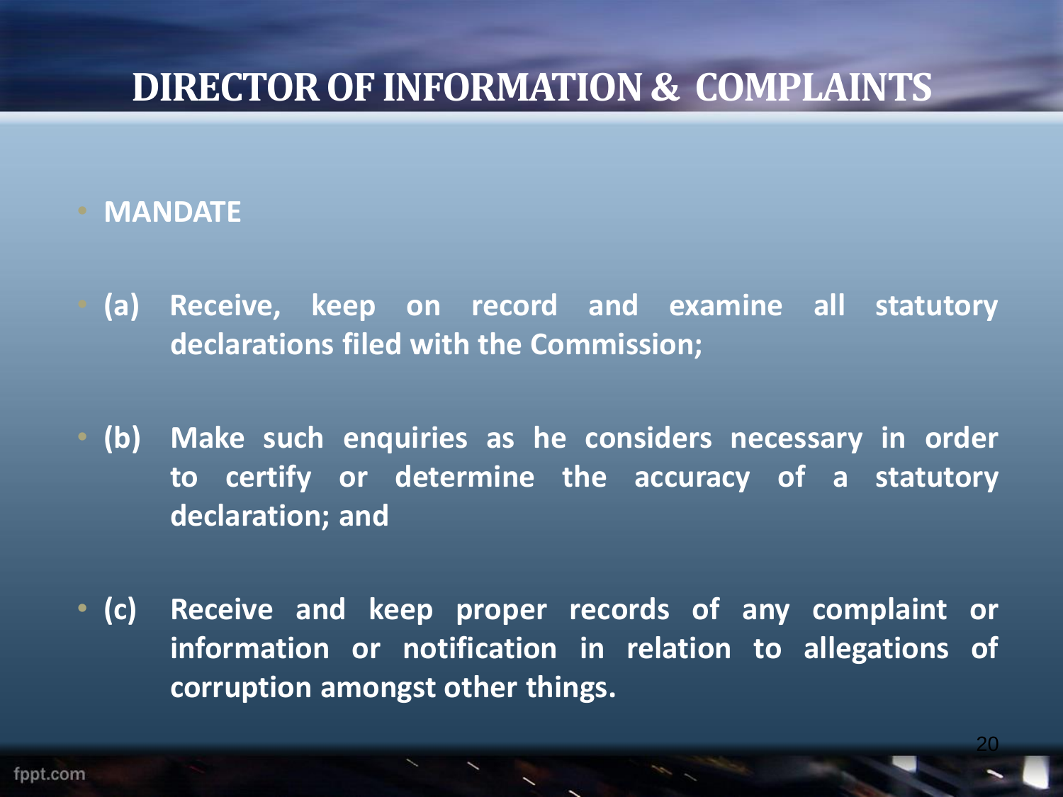# DIRECTOR OF INFORMATION & COMPLAINTS

- **MANDATE**
- **(a) Receive, keep on record and examine all statutory declarations filed with the Commission;**
- **(b) Make such enquiries as he considers necessary in order to certify or determine the accuracy of a statutory declaration; and**
- **(c) Receive and keep proper records of any complaint or information or notification in relation to allegations of corruption amongst other things.**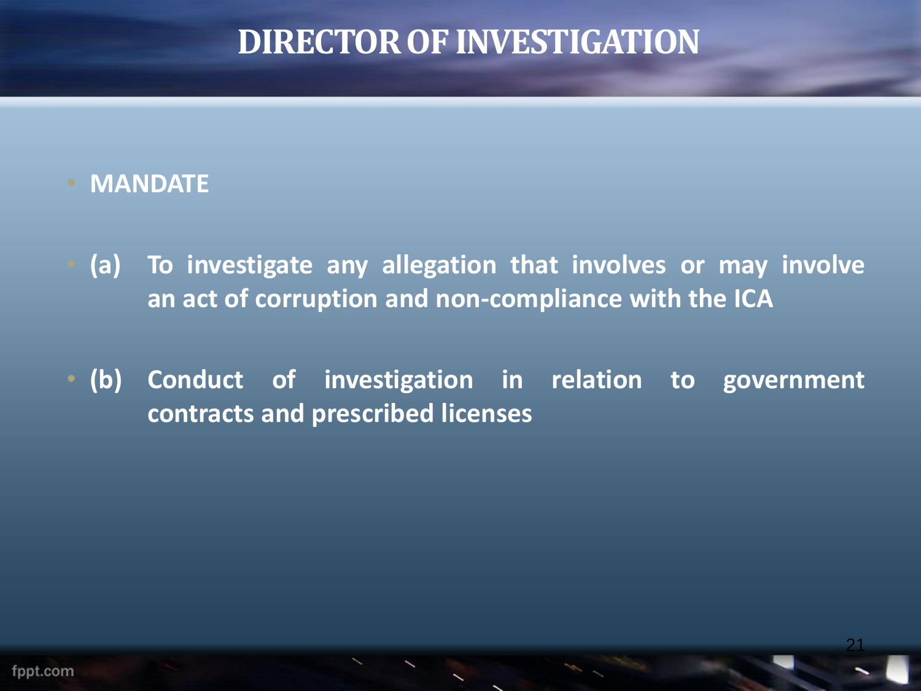# DIRECTOR OF INVESTIGATION

- **MANDATE**

- **(a) To investigate any allegation that involves or may involve an act of corruption and non-compliance with the ICA**

- **(b) Conduct of investigation in relation to government contracts and prescribed licenses**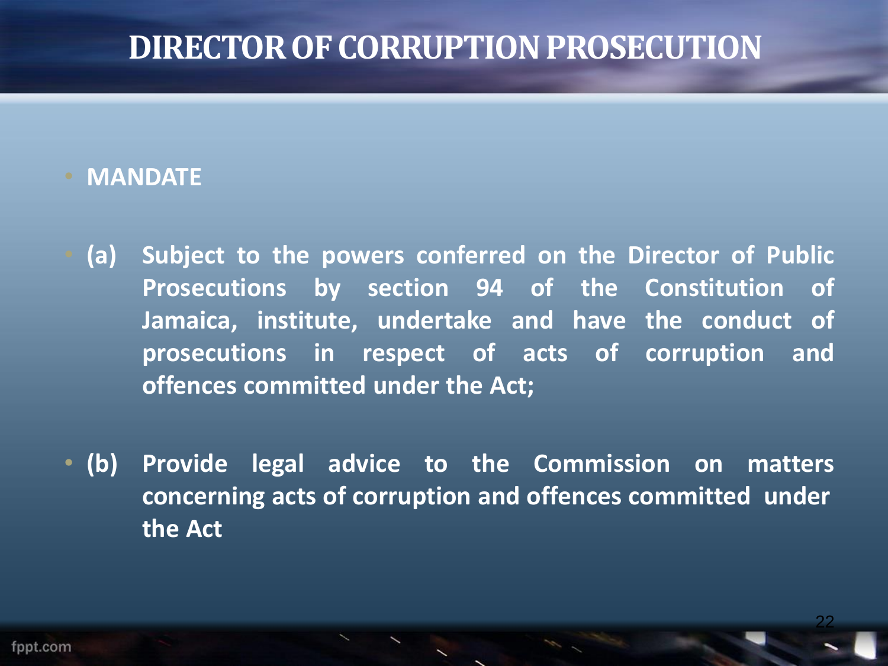# DIRECTOR OF CORRUPTION PROSECUTION

- **MANDATE**

- **(a) Subject to the powers conferred on the Director of Public Prosecutions by section 94 of the Constitution of Jamaica, institute, undertake and have the conduct of prosecutions in respect of acts of corruption and offences committed under the Act;**

- **(b) Provide legal advice to the Commission on matters concerning acts of corruption and offences committed under the Act**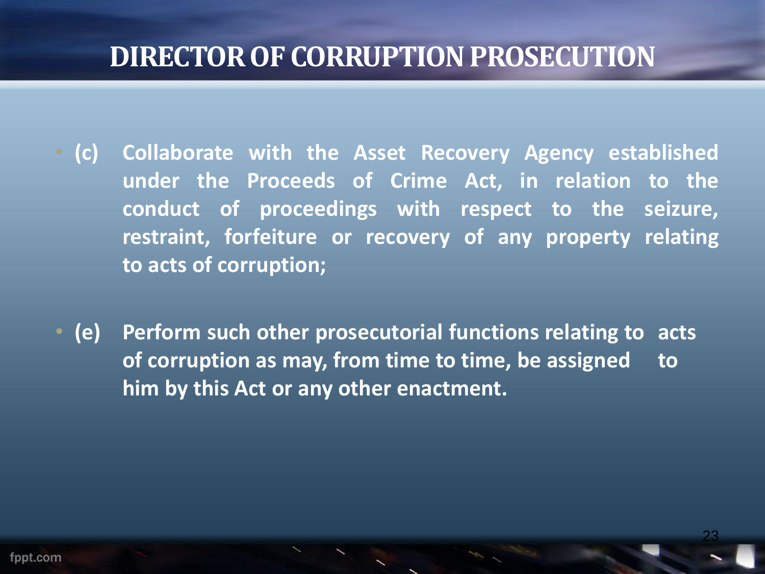# DIRECTOR OF CORRUPTION PROSECUTION

- (c) Collaborate with the Asset Recovery Agency established under the Proceeds of Crime Act, in relation to the conduct of proceedings with respect to the seizure, restraint, forfeiture or recovery of any property relating to acts of corruption;

- (e) Perform such other prosecutorial functions relating to acts of corruption as may, from time to time, be assigned to him by this Act or any other enactment.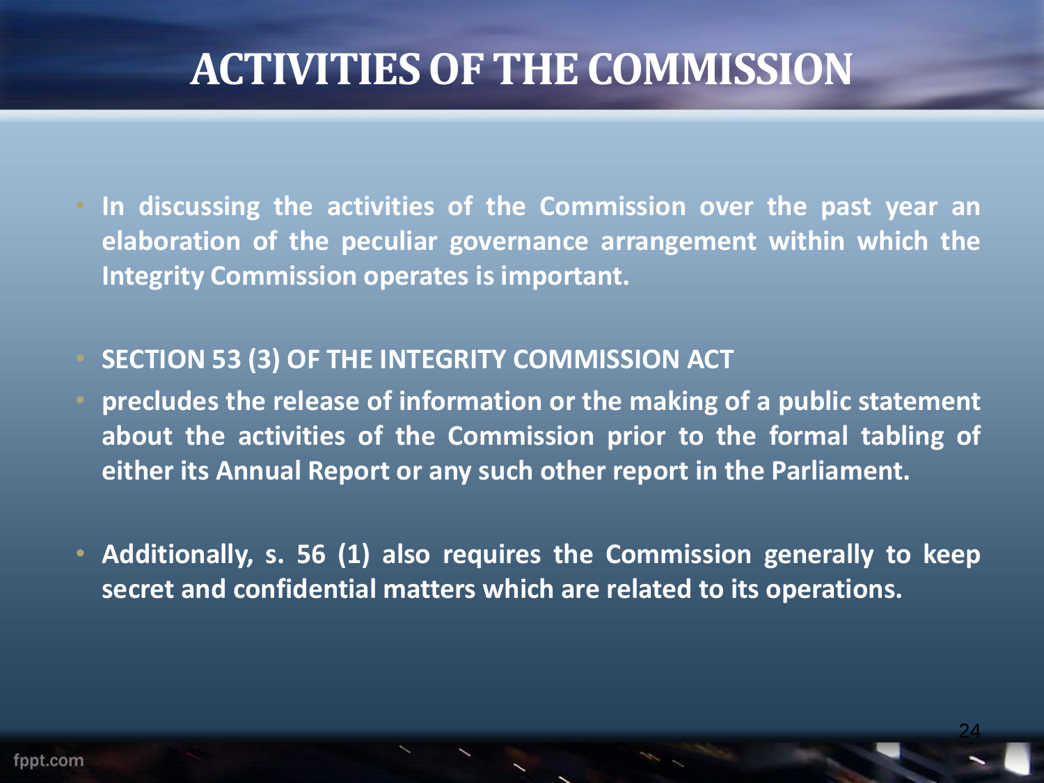# ACTIVITIES OF THE COMMISSION

- **In discussing the activities of the Commission over the past year an elaboration of the peculiar governance arrangement within which the Integrity Commission operates is important.**

- **SECTION 53 (3) OF THE INTEGRITY COMMISSION ACT**
- **precludes the release of information or the making of a public statement about the activities of the Commission prior to the formal tabling of either its Annual Report or any such other report in the Parliament.**

- **Additionally, s. 56 (1) also requires the Commission generally to keep secret and confidential matters which are related to its operations.**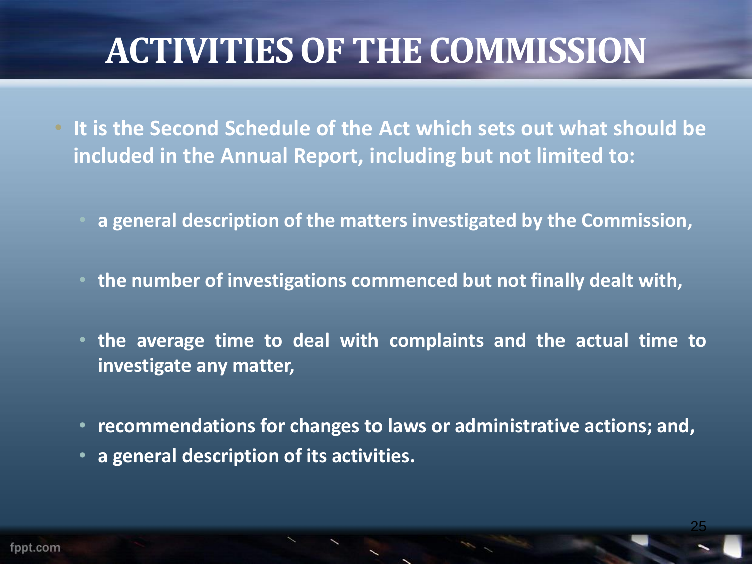# ACTIVITIES OF THE COMMISSION

- **It is the Second Schedule of the Act which sets out what should be included in the Annual Report, including but not limited to:**
  - **a general description of the matters investigated by the Commission,**
  - **the number of investigations commenced but not finally dealt with,**
  - **the average time to deal with complaints and the actual time to investigate any matter,**
  - **recommendations for changes to laws or administrative actions; and,**
  - **a general description of its activities.**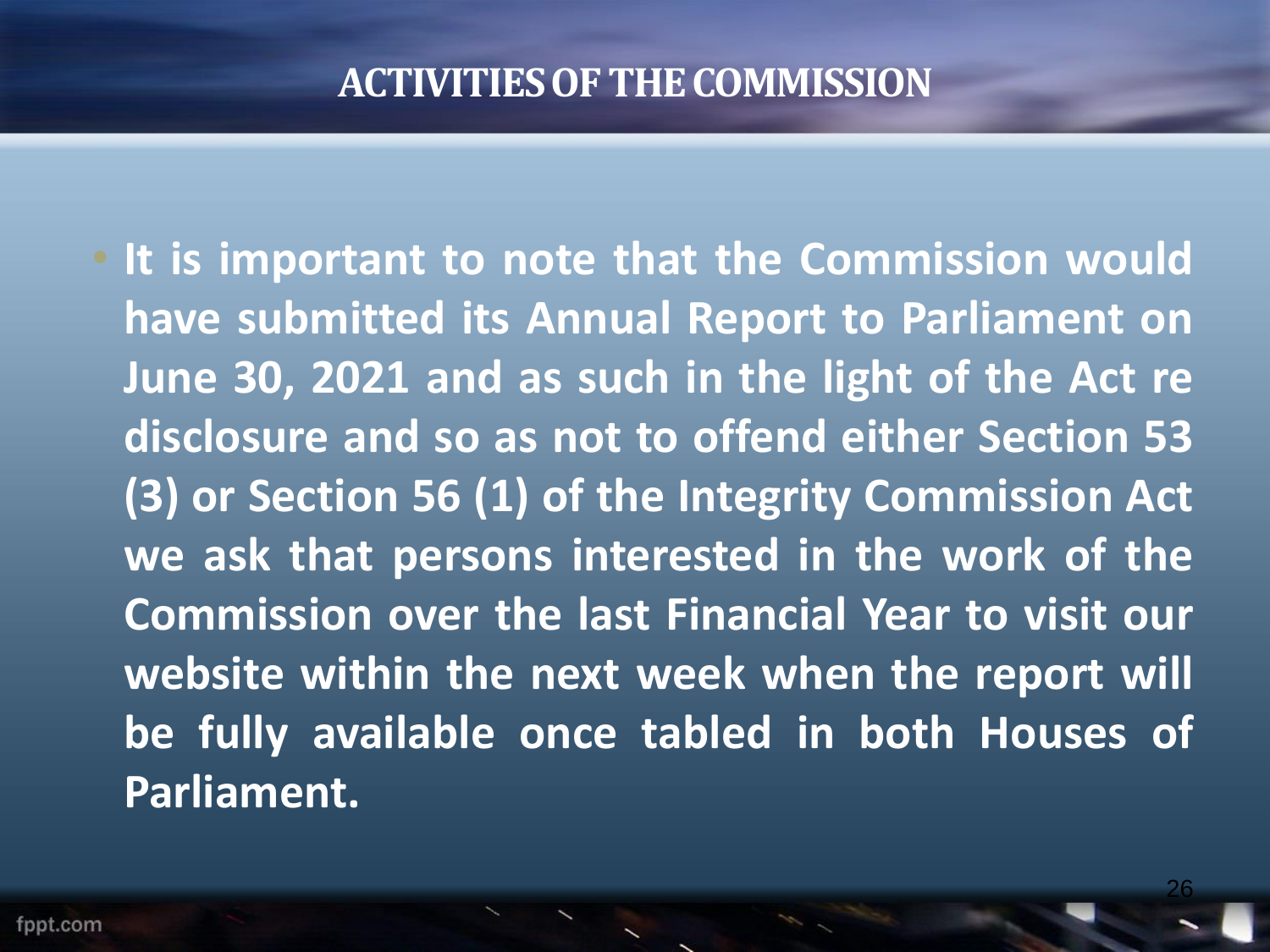# ACTIVITIES OF THE COMMISSION

- **It is important to note that the Commission would have submitted its Annual Report to Parliament on June 30, 2021 and as such in the light of the Act re disclosure and so as not to offend either Section 53 (3) or Section 56 (1) of the Integrity Commission Act we ask that persons interested in the work of the Commission over the last Financial Year to visit our website within the next week when the report will be fully available once tabled in both Houses of Parliament.**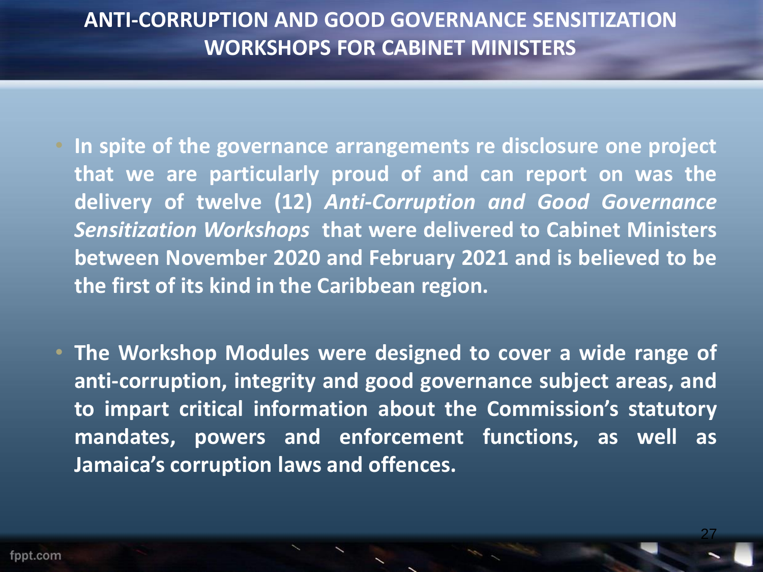# ANTI-CORRUPTION AND GOOD GOVERNANCE SENSITIZATION WORKSHOPS FOR CABINET MINISTERS

- **In spite of the governance arrangements re disclosure one project that we are particularly proud of and can report on was the delivery of twelve (12) *Anti-Corruption and Good Governance Sensitization Workshops* that were delivered to Cabinet Ministers between November 2020 and February 2021 and is believed to be the first of its kind in the Caribbean region.**

- **The Workshop Modules were designed to cover a wide range of anti-corruption, integrity and good governance subject areas, and to impart critical information about the Commission's statutory mandates, powers and enforcement functions, as well as Jamaica's corruption laws and offences.**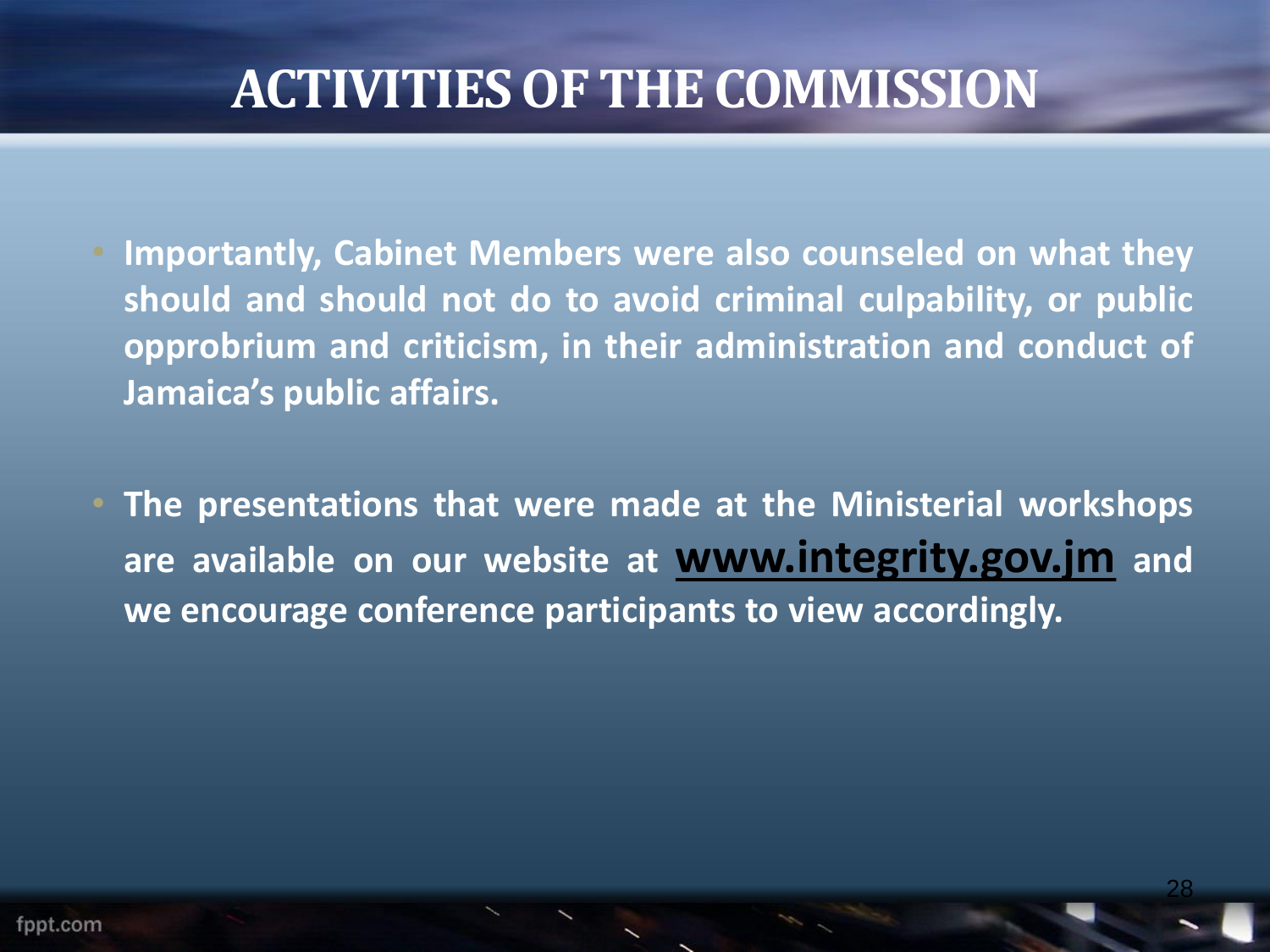# ACTIVITIES OF THE COMMISSION

- **Importantly, Cabinet Members were also counseled on what they should and should not do to avoid criminal culpability, or public opprobrium and criticism, in their administration and conduct of Jamaica's public affairs.**

- **The presentations that were made at the Ministerial workshops are available on our website at www.integrity.gov.jm and we encourage conference participants to view accordingly.**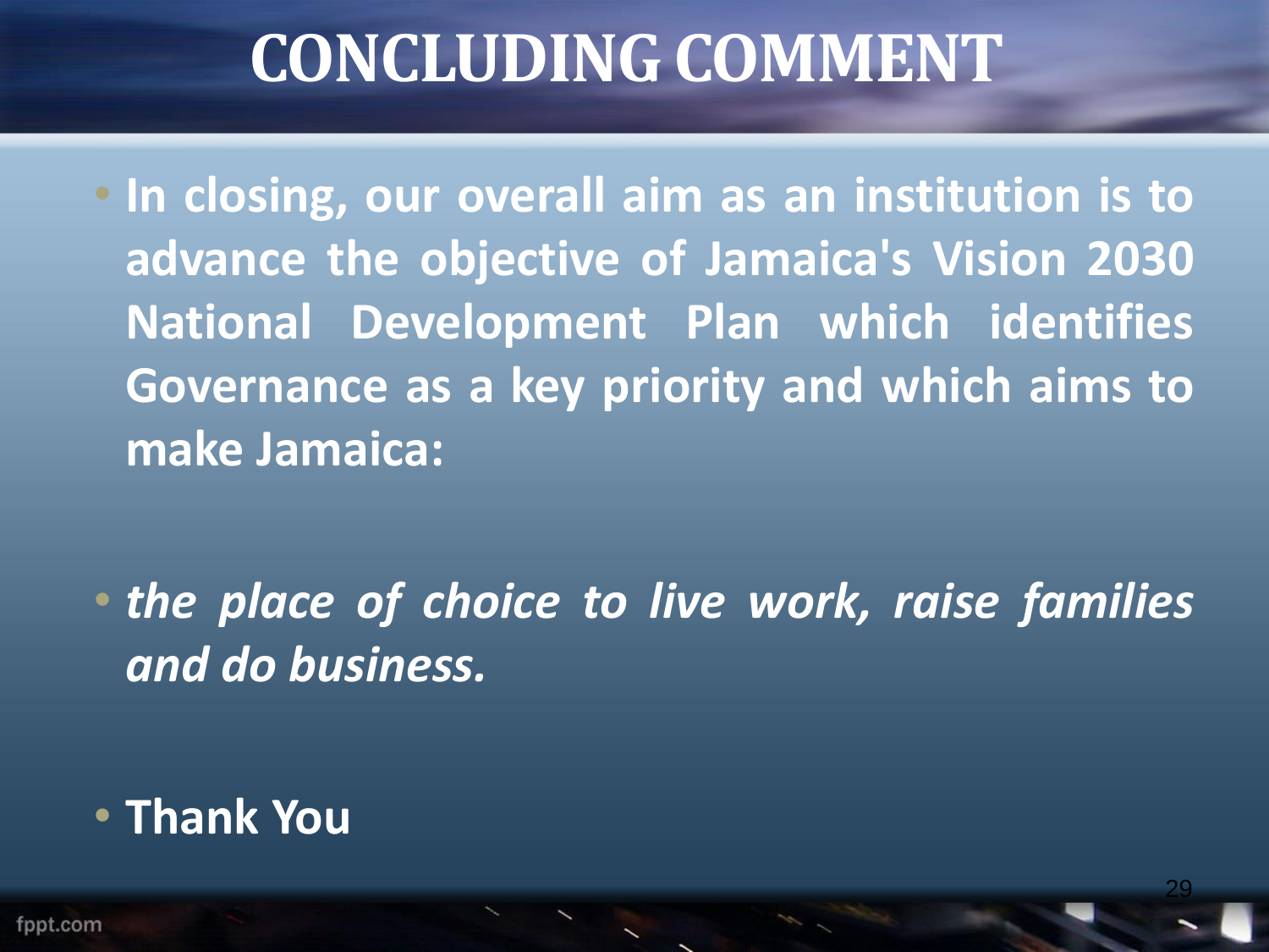# CONCLUDING COMMENT

- **In closing, our overall aim as an institution is to advance the objective of Jamaica's Vision 2030 National Development Plan which identifies Governance as a key priority and which aims to make Jamaica:**

- ***the place of choice to live work, raise families and do business.***

- **Thank You**